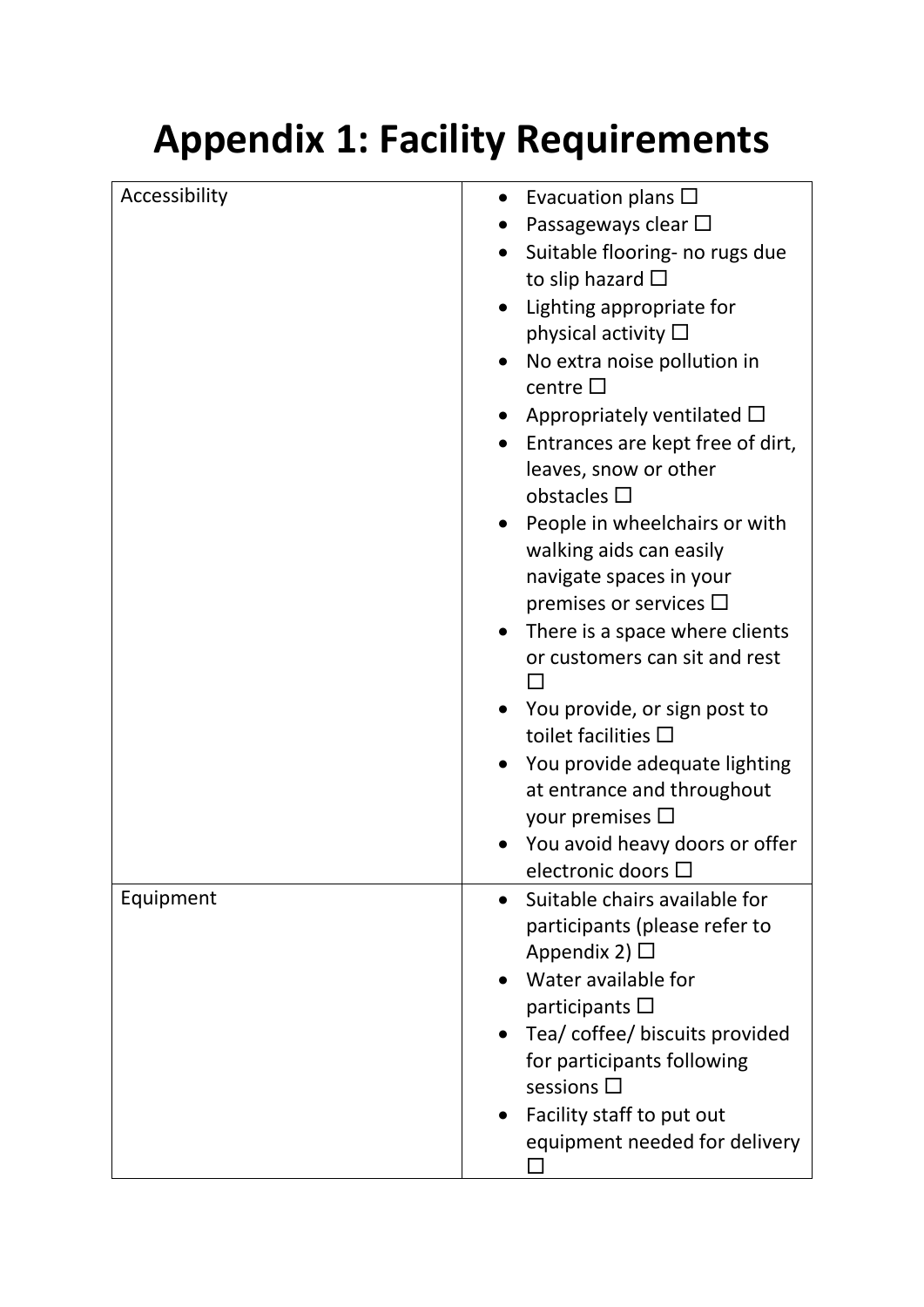# Appendix 1: Facility Requirements

| Accessibility | <ul><li>Evacuation plans ☐</li><li>Passageways clear ☐</li><li>Suitable flooring- no rugs due to slip hazard ☐</li><li>Lighting appropriate for physical activity ☐</li><li>No extra noise pollution in centre ☐</li><li>Appropriately ventilated ☐</li><li>Entrances are kept free of dirt, leaves, snow or other obstacles ☐</li><li>People in wheelchairs or with walking aids can easily navigate spaces in your premises or services ☐</li><li>There is a space where clients or customers can sit and rest ☐</li><li>You provide, or sign post to toilet facilities ☐</li><li>You provide adequate lighting at entrance and throughout your premises ☐</li><li>You avoid heavy doors or offer electronic doors ☐</li></ul> |
|---|---|
| Equipment | <ul><li>Suitable chairs available for participants (please refer to Appendix 2) ☐</li><li>Water available for participants ☐</li><li>Tea/ coffee/ biscuits provided for participants following sessions ☐</li><li>Facility staff to put out equipment needed for delivery ☐</li></ul> |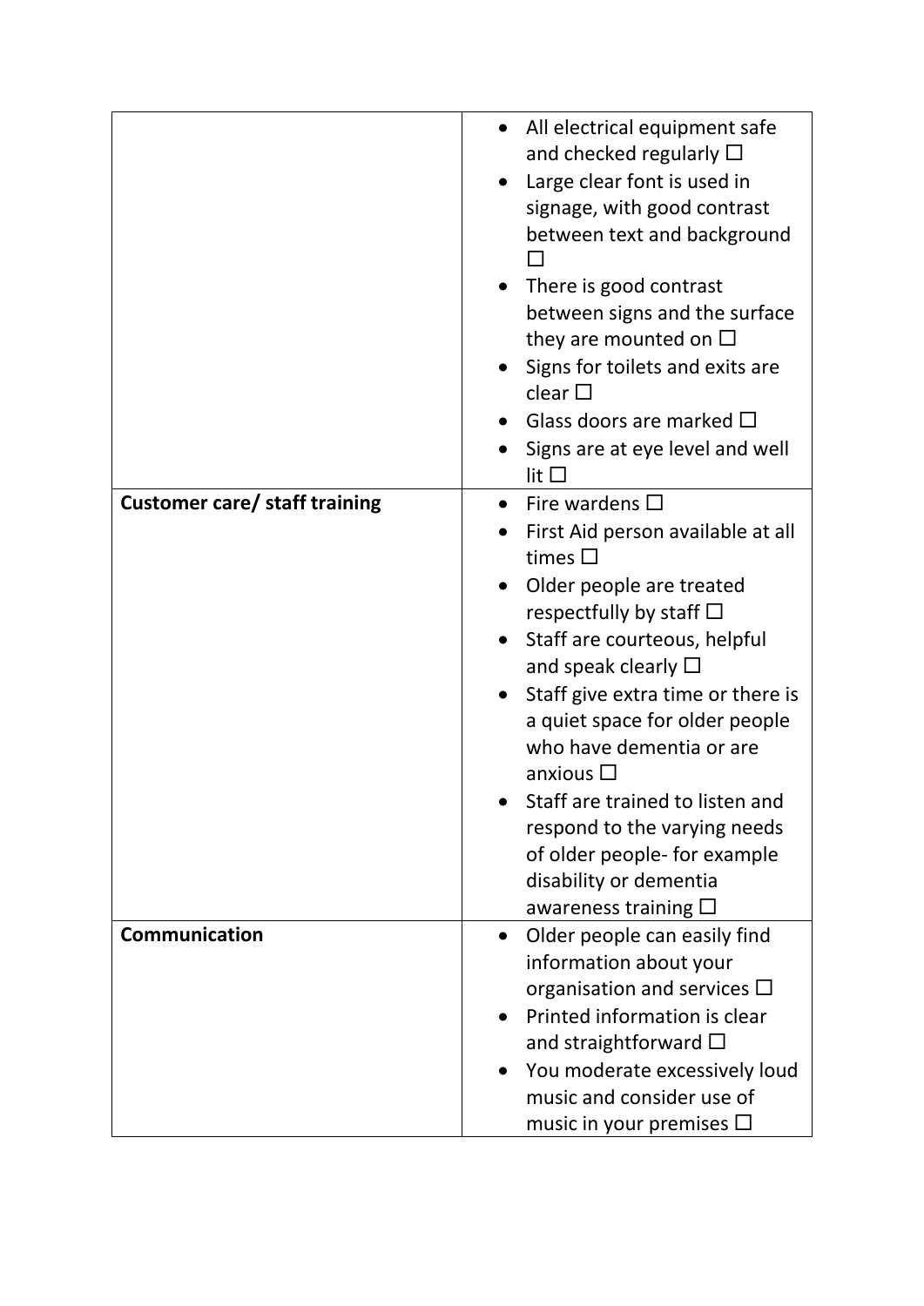| | |
|---|---|
| | • All electrical equipment safe and checked regularly ☐<br>• Large clear font is used in signage, with good contrast between text and background ☐<br>• There is good contrast between signs and the surface they are mounted on ☐<br>• Signs for toilets and exits are clear ☐<br>• Glass doors are marked ☐<br>• Signs are at eye level and well lit ☐ |
| **Customer care/ staff training** | • Fire wardens ☐<br>• First Aid person available at all times ☐<br>• Older people are treated respectfully by staff ☐<br>• Staff are courteous, helpful and speak clearly ☐<br>• Staff give extra time or there is a quiet space for older people who have dementia or are anxious ☐<br>• Staff are trained to listen and respond to the varying needs of older people- for example disability or dementia awareness training ☐ |
| **Communication** | • Older people can easily find information about your organisation and services ☐<br>• Printed information is clear and straightforward ☐<br>• You moderate excessively loud music and consider use of music in your premises ☐ |